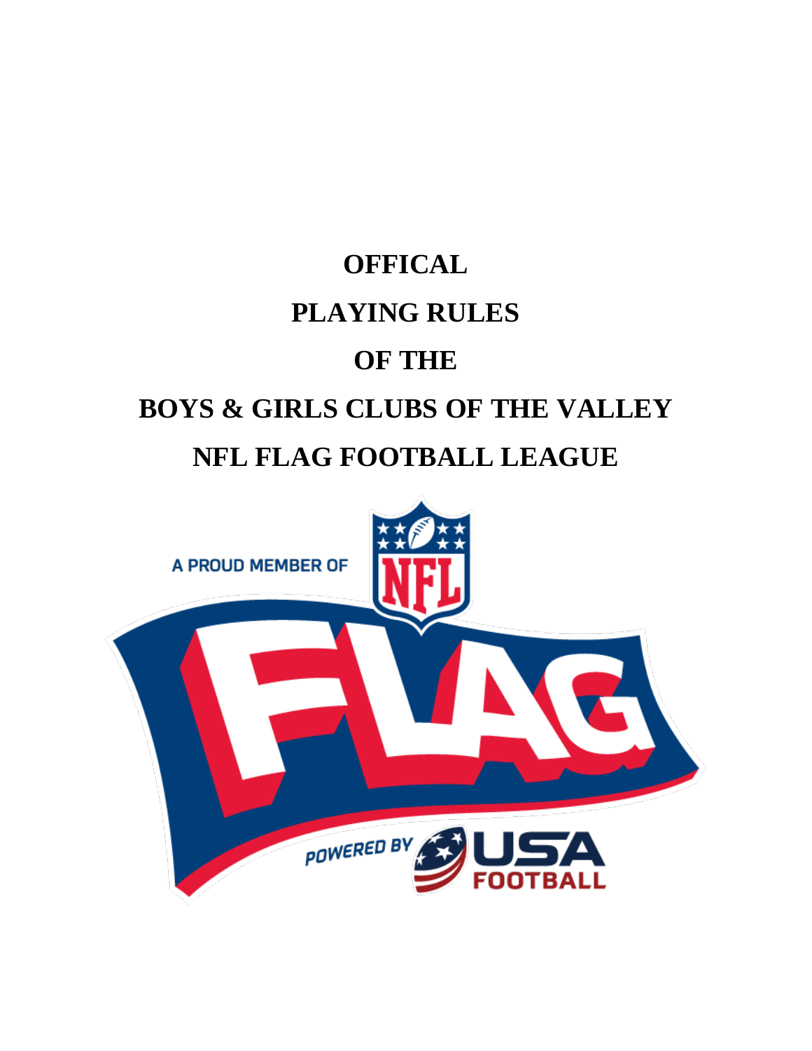# OFFICAL

# PLAYING RULES

# OF THE

# BOYS & GIRLS CLUBS OF THE VALLEY

# NFL FLAG FOOTBALL LEAGUE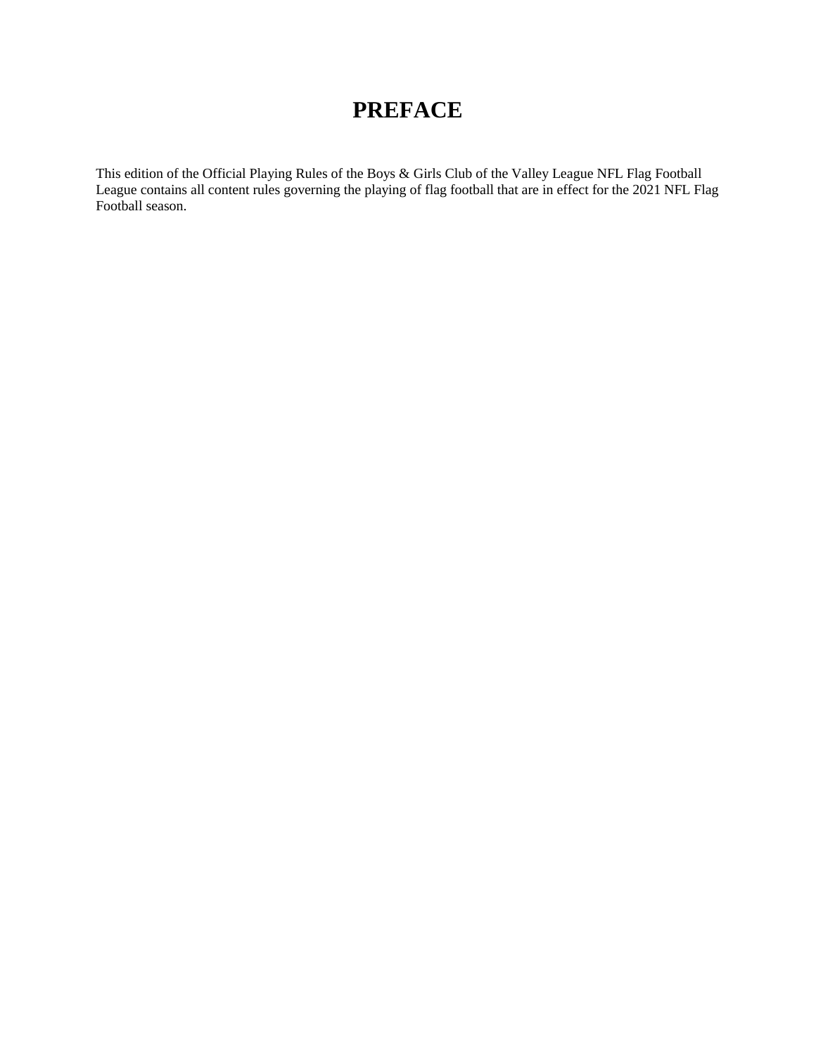# PREFACE

This edition of the Official Playing Rules of the Boys & Girls Club of the Valley League NFL Flag Football League contains all content rules governing the playing of flag football that are in effect for the 2021 NFL Flag Football season.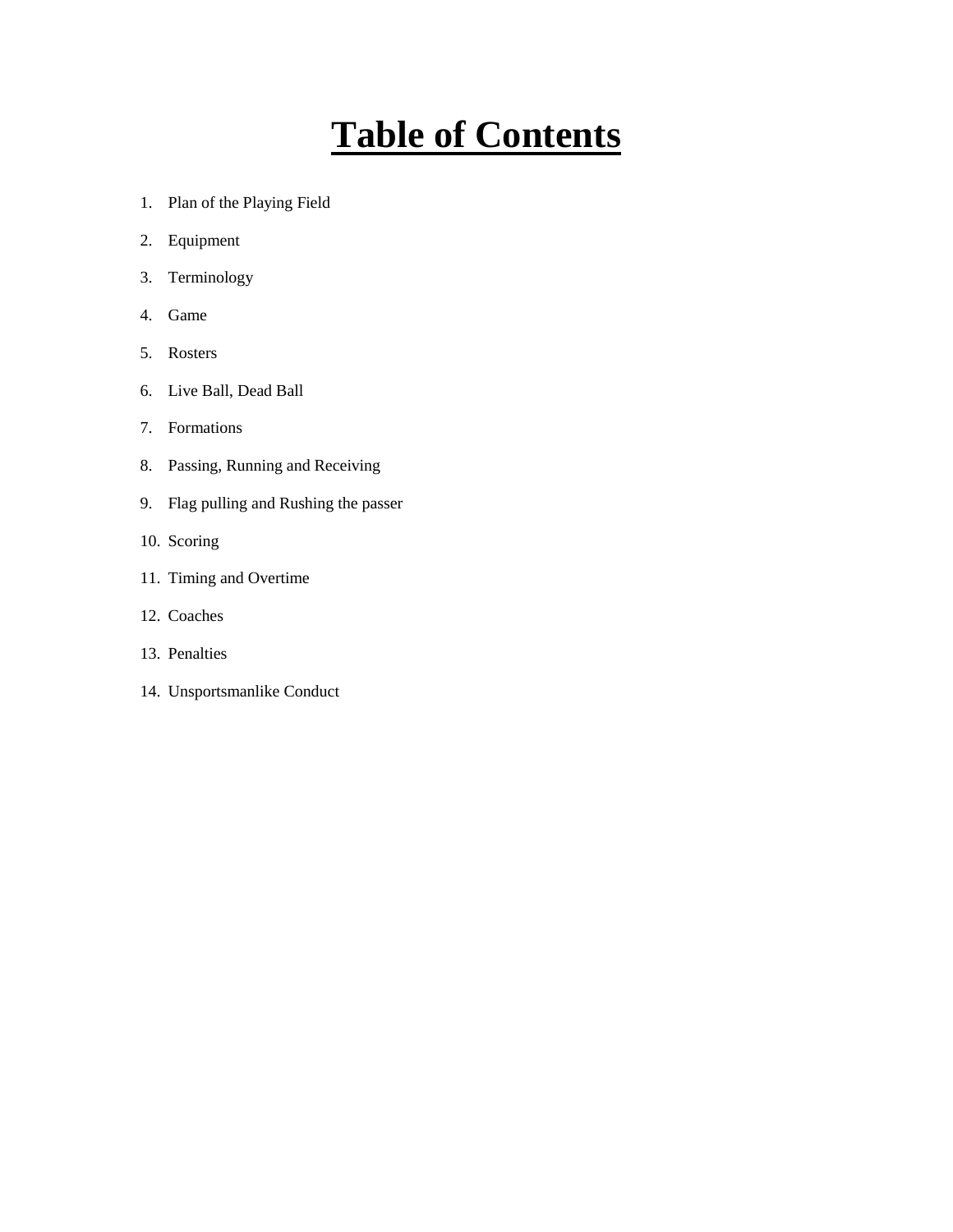# Table of Contents

1. Plan of the Playing Field
2. Equipment
3. Terminology
4. Game
5. Rosters
6. Live Ball, Dead Ball
7. Formations
8. Passing, Running and Receiving
9. Flag pulling and Rushing the passer
10. Scoring
11. Timing and Overtime
12. Coaches
13. Penalties
14. Unsportsmanlike Conduct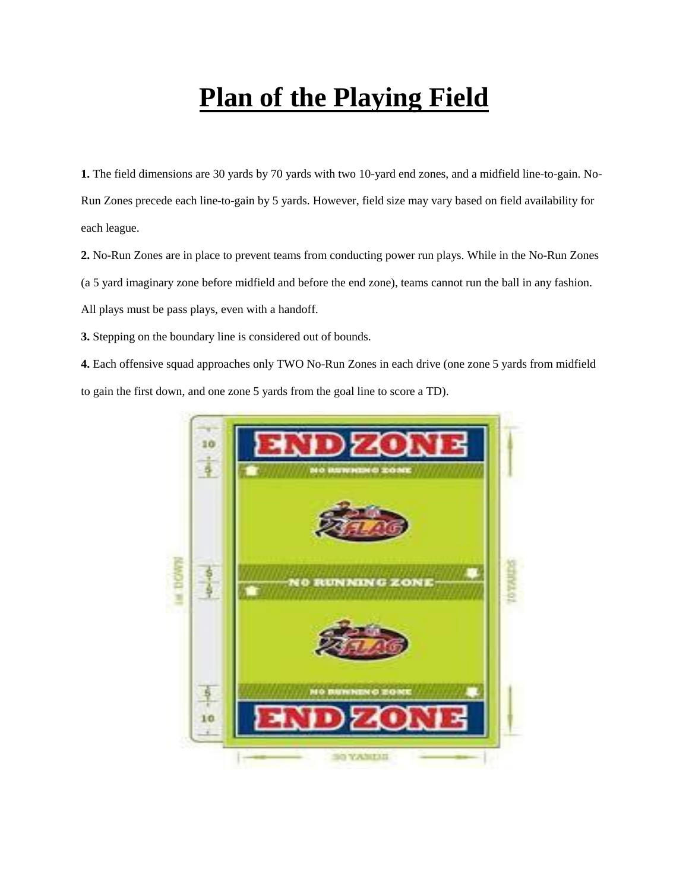# Plan of the Playing Field

**1.** The field dimensions are 30 yards by 70 yards with two 10-yard end zones, and a midfield line-to-gain. No-Run Zones precede each line-to-gain by 5 yards. However, field size may vary based on field availability for each league.

**2.** No-Run Zones are in place to prevent teams from conducting power run plays. While in the No-Run Zones (a 5 yard imaginary zone before midfield and before the end zone), teams cannot run the ball in any fashion. All plays must be pass plays, even with a handoff.

**3.** Stepping on the boundary line is considered out of bounds.

**4.** Each offensive squad approaches only TWO No-Run Zones in each drive (one zone 5 yards from midfield to gain the first down, and one zone 5 yards from the goal line to score a TD).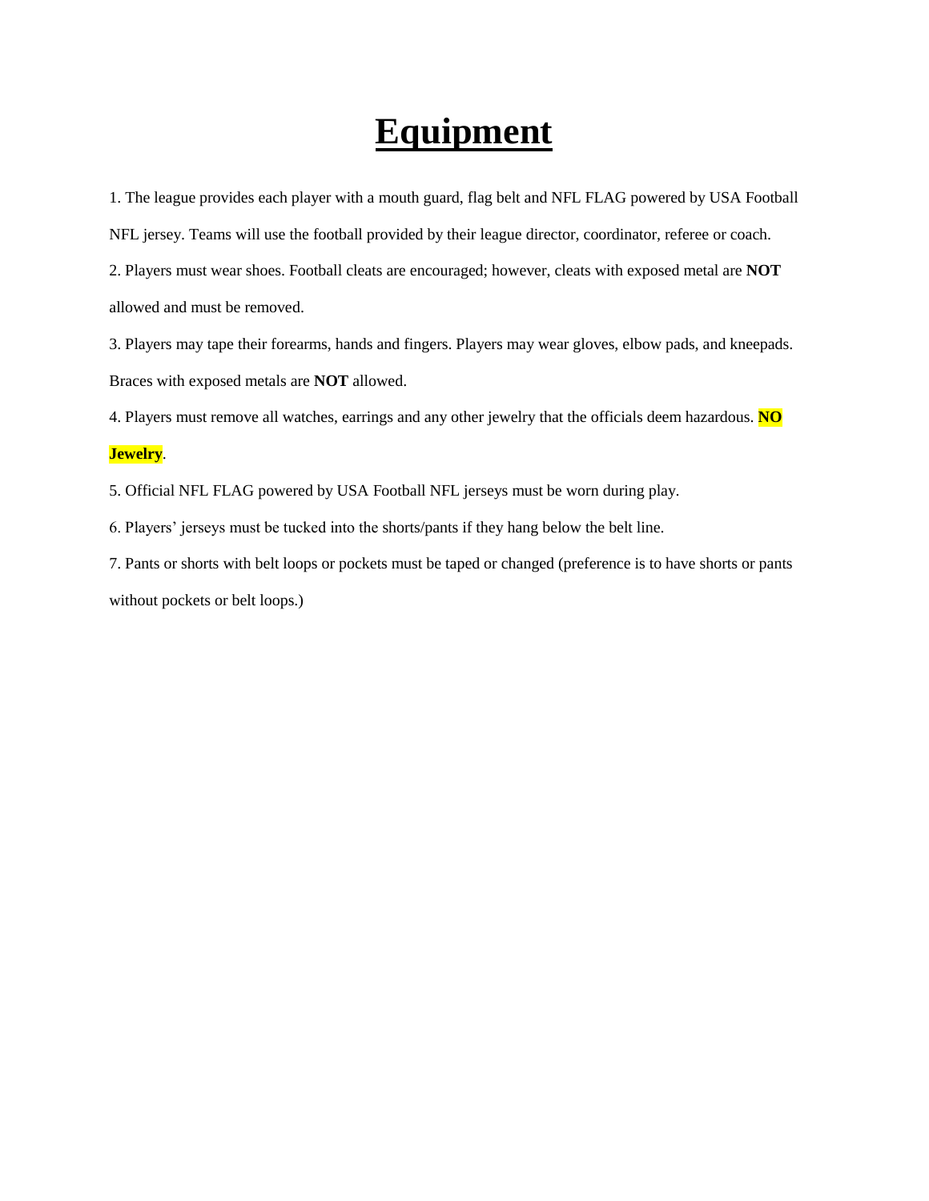# Equipment

1. The league provides each player with a mouth guard, flag belt and NFL FLAG powered by USA Football NFL jersey. Teams will use the football provided by their league director, coordinator, referee or coach.
2. Players must wear shoes. Football cleats are encouraged; however, cleats with exposed metal are **NOT** allowed and must be removed.
3. Players may tape their forearms, hands and fingers. Players may wear gloves, elbow pads, and kneepads. Braces with exposed metals are **NOT** allowed.
4. Players must remove all watches, earrings and any other jewelry that the officials deem hazardous. **NO Jewelry**.
5. Official NFL FLAG powered by USA Football NFL jerseys must be worn during play.
6. Players' jerseys must be tucked into the shorts/pants if they hang below the belt line.
7. Pants or shorts with belt loops or pockets must be taped or changed (preference is to have shorts or pants without pockets or belt loops.)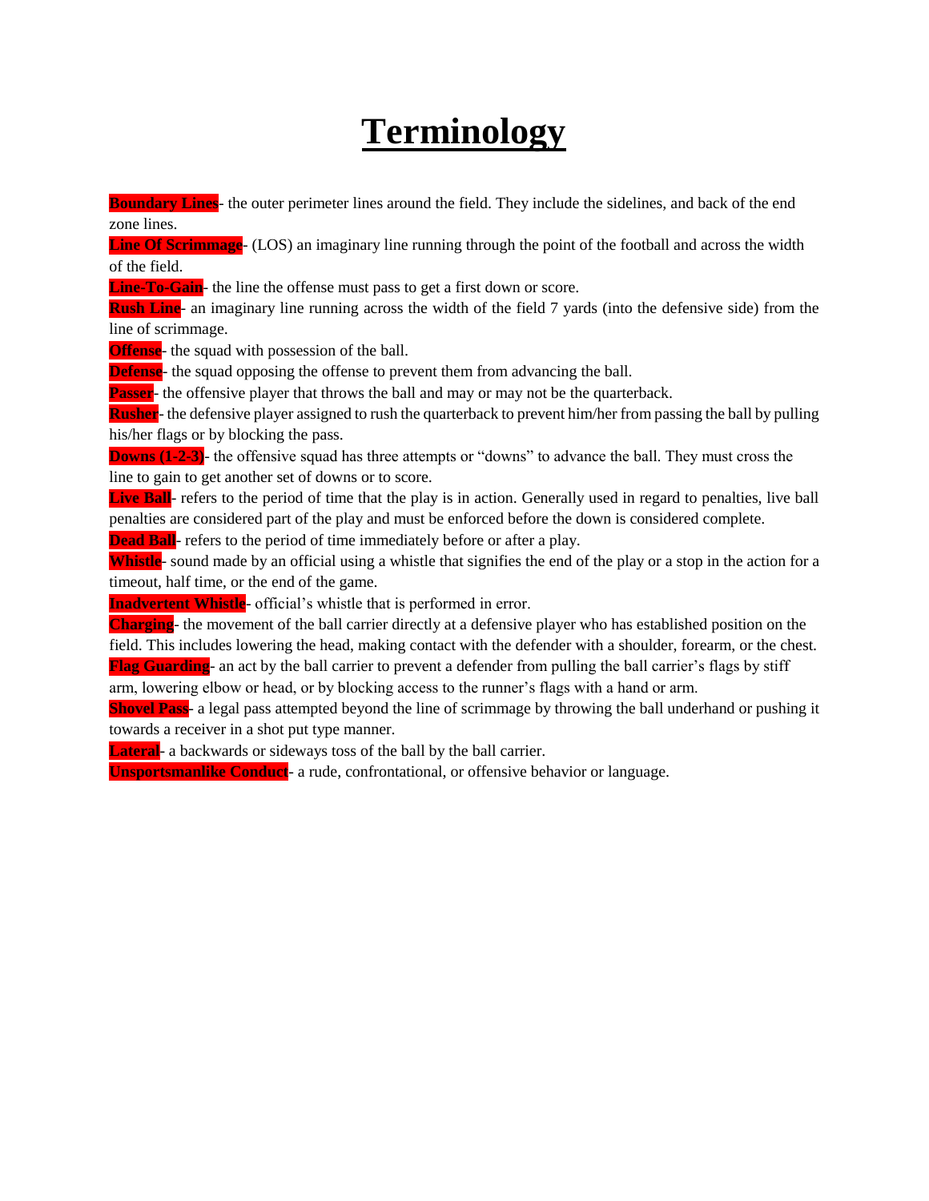# Terminology

**Boundary Lines**- the outer perimeter lines around the field. They include the sidelines, and back of the end zone lines.

**Line Of Scrimmage**- (LOS) an imaginary line running through the point of the football and across the width of the field.

**Line-To-Gain**- the line the offense must pass to get a first down or score.

**Rush Line**- an imaginary line running across the width of the field 7 yards (into the defensive side) from the line of scrimmage.

**Offense**- the squad with possession of the ball.

**Defense**- the squad opposing the offense to prevent them from advancing the ball.

**Passer**- the offensive player that throws the ball and may or may not be the quarterback.

**Rusher**- the defensive player assigned to rush the quarterback to prevent him/her from passing the ball by pulling his/her flags or by blocking the pass.

**Downs (1-2-3)**- the offensive squad has three attempts or "downs" to advance the ball. They must cross the line to gain to get another set of downs or to score.

**Live Ball**- refers to the period of time that the play is in action. Generally used in regard to penalties, live ball penalties are considered part of the play and must be enforced before the down is considered complete.

**Dead Ball**- refers to the period of time immediately before or after a play.

**Whistle**- sound made by an official using a whistle that signifies the end of the play or a stop in the action for a timeout, half time, or the end of the game.

**Inadvertent Whistle**- official's whistle that is performed in error.

**Charging**- the movement of the ball carrier directly at a defensive player who has established position on the field. This includes lowering the head, making contact with the defender with a shoulder, forearm, or the chest.

**Flag Guarding**- an act by the ball carrier to prevent a defender from pulling the ball carrier's flags by stiff arm, lowering elbow or head, or by blocking access to the runner's flags with a hand or arm.

**Shovel Pass**- a legal pass attempted beyond the line of scrimmage by throwing the ball underhand or pushing it towards a receiver in a shot put type manner.

**Lateral**- a backwards or sideways toss of the ball by the ball carrier.

**Unsportsmanlike Conduct**- a rude, confrontational, or offensive behavior or language.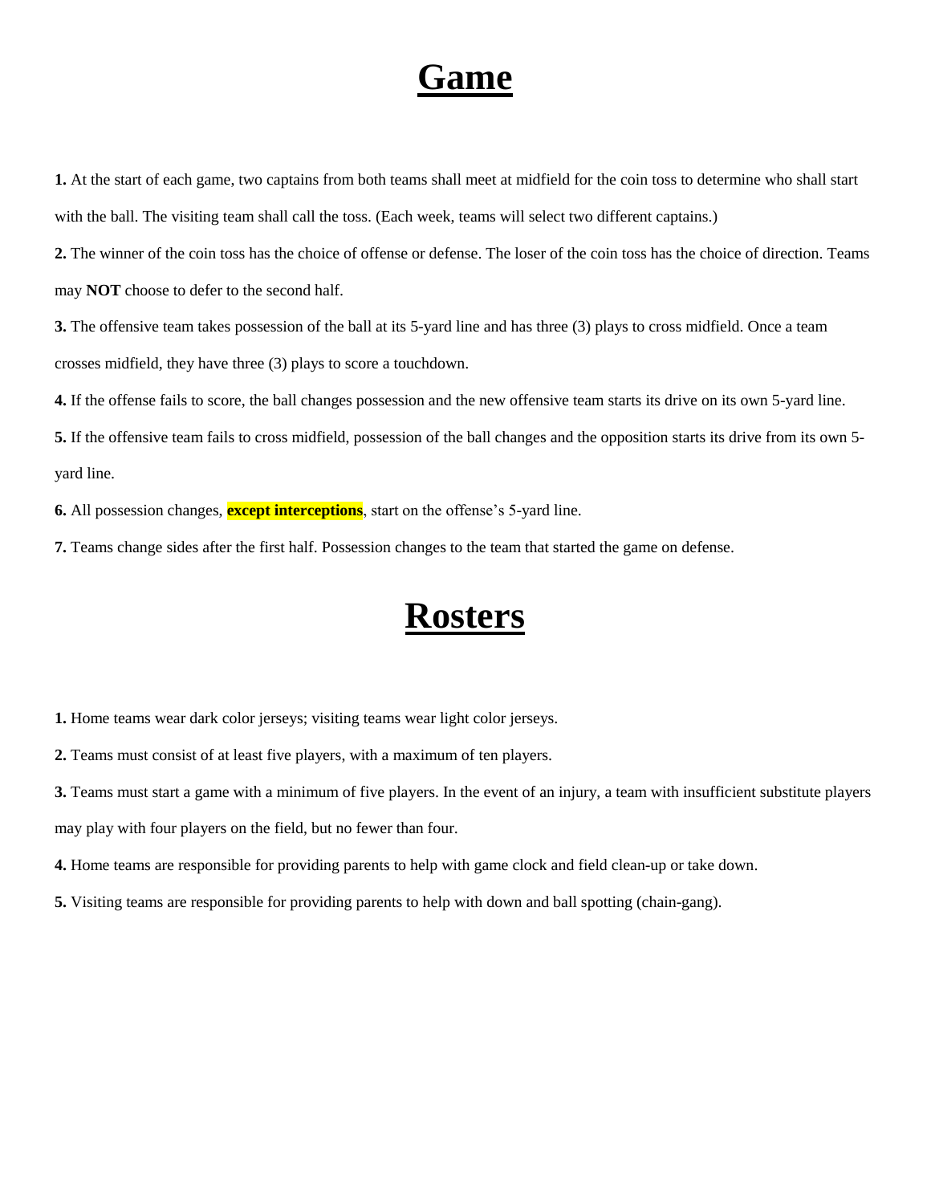# Game

**1.** At the start of each game, two captains from both teams shall meet at midfield for the coin toss to determine who shall start with the ball. The visiting team shall call the toss. (Each week, teams will select two different captains.)

**2.** The winner of the coin toss has the choice of offense or defense. The loser of the coin toss has the choice of direction. Teams may **NOT** choose to defer to the second half.

**3.** The offensive team takes possession of the ball at its 5-yard line and has three (3) plays to cross midfield. Once a team crosses midfield, they have three (3) plays to score a touchdown.

**4.** If the offense fails to score, the ball changes possession and the new offensive team starts its drive on its own 5-yard line.

**5.** If the offensive team fails to cross midfield, possession of the ball changes and the opposition starts its drive from its own 5-yard line.

**6.** All possession changes, **except interceptions**, start on the offense's 5-yard line.

**7.** Teams change sides after the first half. Possession changes to the team that started the game on defense.

# Rosters

**1.** Home teams wear dark color jerseys; visiting teams wear light color jerseys.

**2.** Teams must consist of at least five players, with a maximum of ten players.

**3.** Teams must start a game with a minimum of five players. In the event of an injury, a team with insufficient substitute players may play with four players on the field, but no fewer than four.

**4.** Home teams are responsible for providing parents to help with game clock and field clean-up or take down.

**5.** Visiting teams are responsible for providing parents to help with down and ball spotting (chain-gang).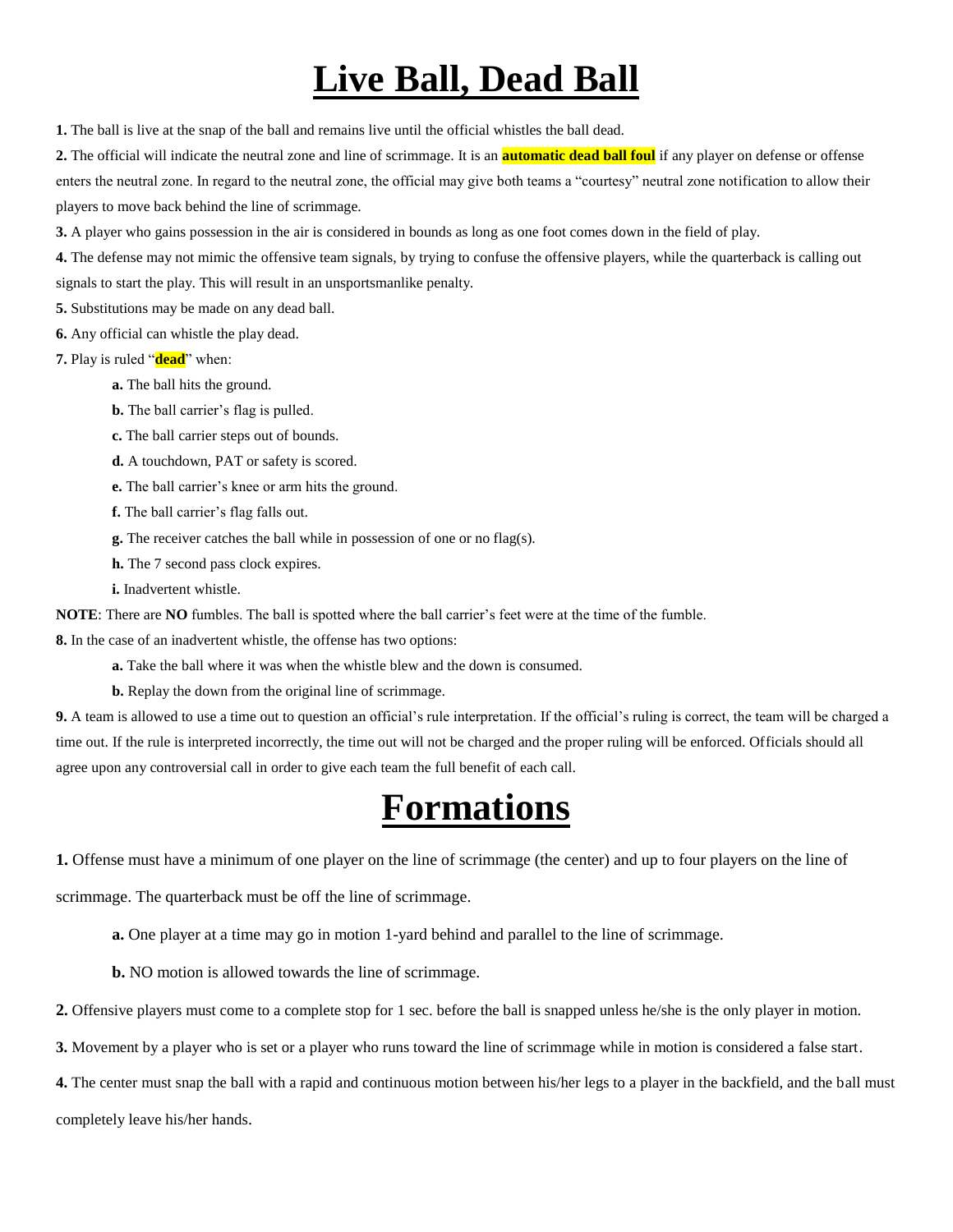# Live Ball, Dead Ball

**1.** The ball is live at the snap of the ball and remains live until the official whistles the ball dead.

**2.** The official will indicate the neutral zone and line of scrimmage. It is an **automatic dead ball foul** if any player on defense or offense enters the neutral zone. In regard to the neutral zone, the official may give both teams a "courtesy" neutral zone notification to allow their players to move back behind the line of scrimmage.

**3.** A player who gains possession in the air is considered in bounds as long as one foot comes down in the field of play.

**4.** The defense may not mimic the offensive team signals, by trying to confuse the offensive players, while the quarterback is calling out signals to start the play. This will result in an unsportsmanlike penalty.

**5.** Substitutions may be made on any dead ball.

**6.** Any official can whistle the play dead.

**7.** Play is ruled "**dead**" when:

- **a.** The ball hits the ground.
- **b.** The ball carrier's flag is pulled.
- **c.** The ball carrier steps out of bounds.
- **d.** A touchdown, PAT or safety is scored.
- **e.** The ball carrier's knee or arm hits the ground.
- **f.** The ball carrier's flag falls out.
- **g.** The receiver catches the ball while in possession of one or no flag(s).
- **h.** The 7 second pass clock expires.
- **i.** Inadvertent whistle.

**NOTE**: There are **NO** fumbles. The ball is spotted where the ball carrier's feet were at the time of the fumble.

**8.** In the case of an inadvertent whistle, the offense has two options:

- **a.** Take the ball where it was when the whistle blew and the down is consumed.
- **b.** Replay the down from the original line of scrimmage.

**9.** A team is allowed to use a time out to question an official's rule interpretation. If the official's ruling is correct, the team will be charged a time out. If the rule is interpreted incorrectly, the time out will not be charged and the proper ruling will be enforced. Officials should all agree upon any controversial call in order to give each team the full benefit of each call.

# Formations

**1.** Offense must have a minimum of one player on the line of scrimmage (the center) and up to four players on the line of scrimmage. The quarterback must be off the line of scrimmage.

- **a.** One player at a time may go in motion 1-yard behind and parallel to the line of scrimmage.
- **b.** NO motion is allowed towards the line of scrimmage.

**2.** Offensive players must come to a complete stop for 1 sec. before the ball is snapped unless he/she is the only player in motion.

**3.** Movement by a player who is set or a player who runs toward the line of scrimmage while in motion is considered a false start.

**4.** The center must snap the ball with a rapid and continuous motion between his/her legs to a player in the backfield, and the ball must completely leave his/her hands.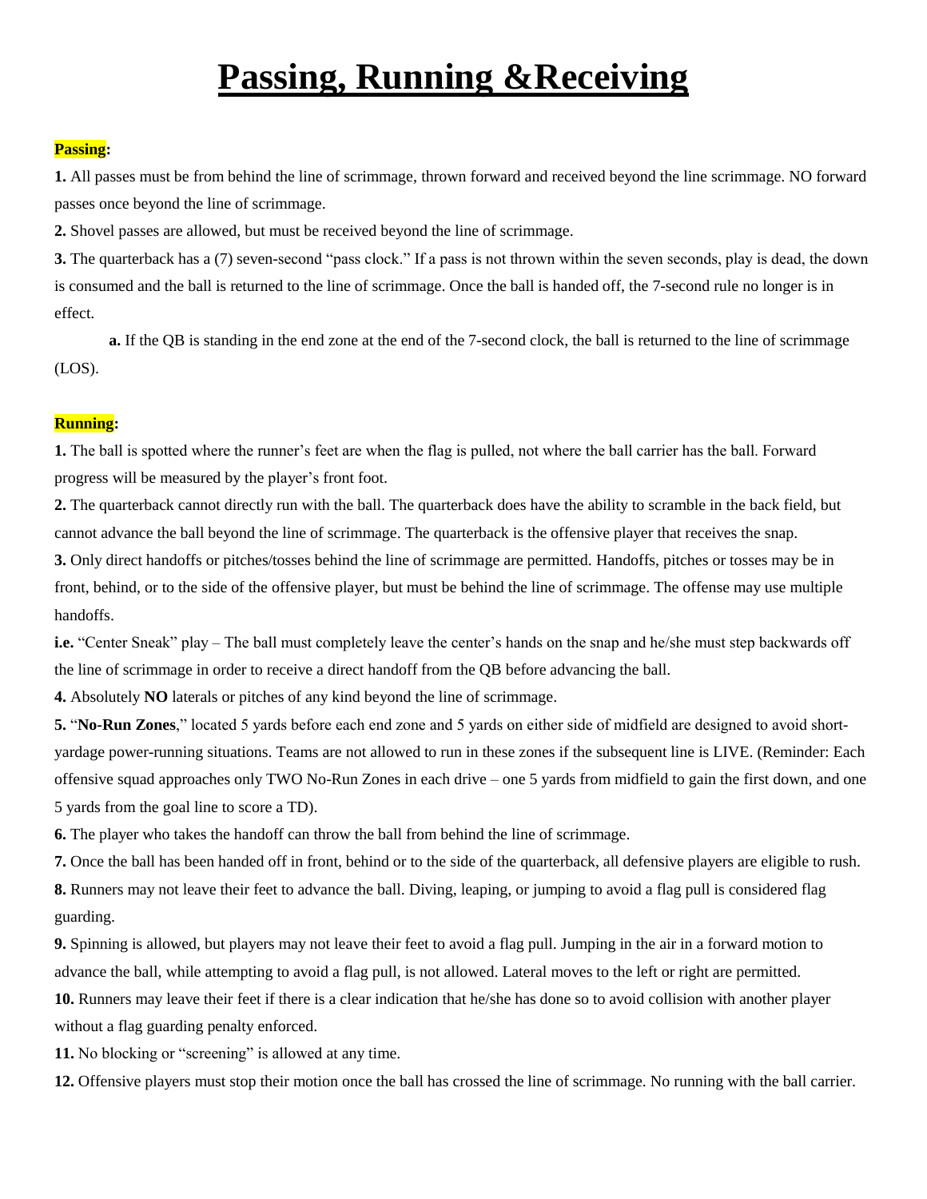# Passing, Running &Receiving

**Passing:**

**1.** All passes must be from behind the line of scrimmage, thrown forward and received beyond the line scrimmage. NO forward passes once beyond the line of scrimmage.

**2.** Shovel passes are allowed, but must be received beyond the line of scrimmage.

**3.** The quarterback has a (7) seven-second "pass clock." If a pass is not thrown within the seven seconds, play is dead, the down is consumed and the ball is returned to the line of scrimmage. Once the ball is handed off, the 7-second rule no longer is in effect.

> **a.** If the QB is standing in the end zone at the end of the 7-second clock, the ball is returned to the line of scrimmage (LOS).

**Running:**

**1.** The ball is spotted where the runner's feet are when the flag is pulled, not where the ball carrier has the ball. Forward progress will be measured by the player's front foot.

**2.** The quarterback cannot directly run with the ball. The quarterback does have the ability to scramble in the back field, but cannot advance the ball beyond the line of scrimmage. The quarterback is the offensive player that receives the snap.

**3.** Only direct handoffs or pitches/tosses behind the line of scrimmage are permitted. Handoffs, pitches or tosses may be in front, behind, or to the side of the offensive player, but must be behind the line of scrimmage. The offense may use multiple handoffs.

**i.e.** "Center Sneak" play – The ball must completely leave the center's hands on the snap and he/she must step backwards off the line of scrimmage in order to receive a direct handoff from the QB before advancing the ball.

**4.** Absolutely **NO** laterals or pitches of any kind beyond the line of scrimmage.

**5.** "**No-Run Zones**," located 5 yards before each end zone and 5 yards on either side of midfield are designed to avoid short-yardage power-running situations. Teams are not allowed to run in these zones if the subsequent line is LIVE. (Reminder: Each offensive squad approaches only TWO No-Run Zones in each drive – one 5 yards from midfield to gain the first down, and one 5 yards from the goal line to score a TD).

**6.** The player who takes the handoff can throw the ball from behind the line of scrimmage.

**7.** Once the ball has been handed off in front, behind or to the side of the quarterback, all defensive players are eligible to rush.

**8.** Runners may not leave their feet to advance the ball. Diving, leaping, or jumping to avoid a flag pull is considered flag guarding.

**9.** Spinning is allowed, but players may not leave their feet to avoid a flag pull. Jumping in the air in a forward motion to advance the ball, while attempting to avoid a flag pull, is not allowed. Lateral moves to the left or right are permitted.

**10.** Runners may leave their feet if there is a clear indication that he/she has done so to avoid collision with another player without a flag guarding penalty enforced.

**11.** No blocking or "screening" is allowed at any time.

**12.** Offensive players must stop their motion once the ball has crossed the line of scrimmage. No running with the ball carrier.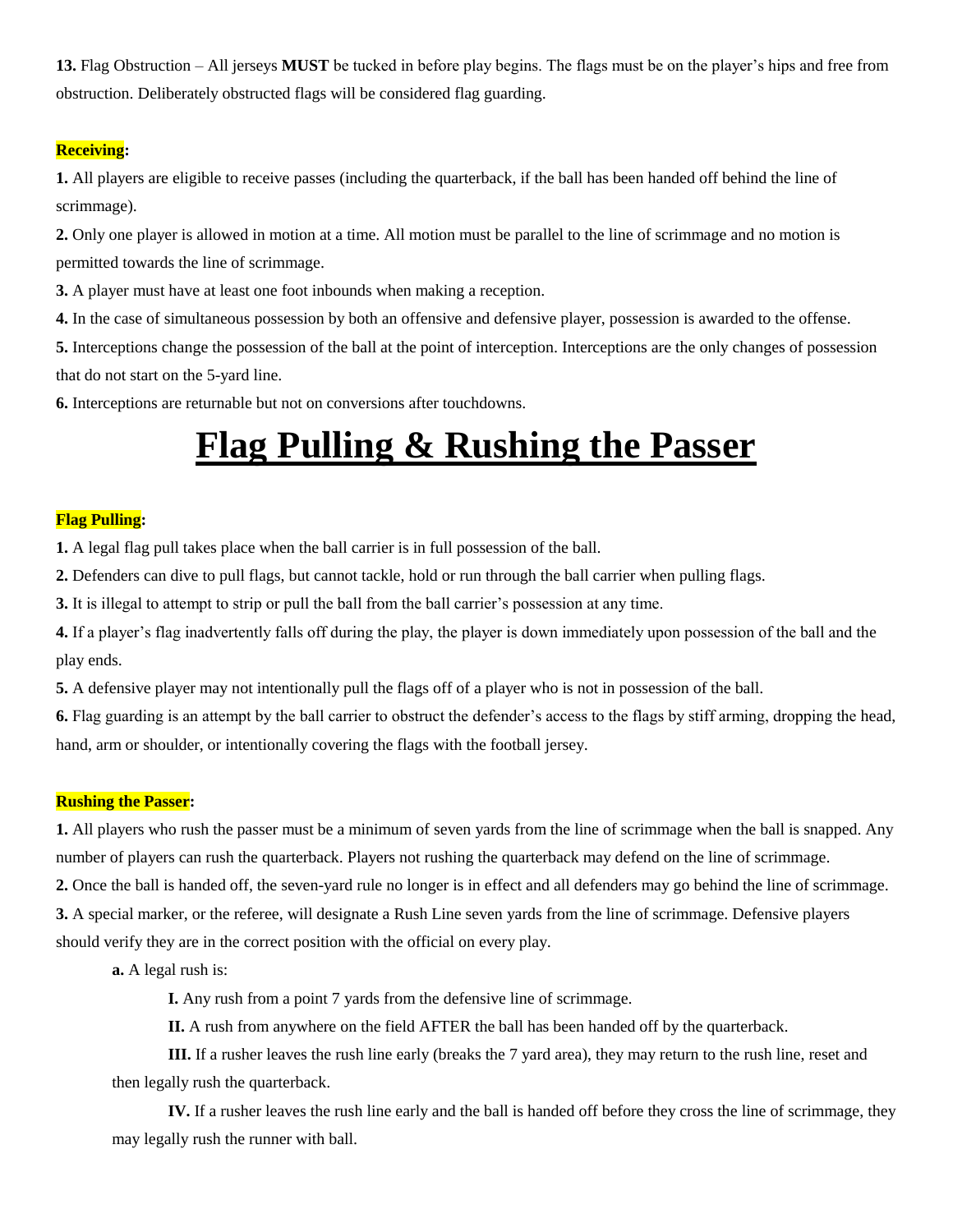**13.** Flag Obstruction – All jerseys **MUST** be tucked in before play begins. The flags must be on the player's hips and free from obstruction. Deliberately obstructed flags will be considered flag guarding.

**Receiving:**

**1.** All players are eligible to receive passes (including the quarterback, if the ball has been handed off behind the line of scrimmage).

**2.** Only one player is allowed in motion at a time. All motion must be parallel to the line of scrimmage and no motion is permitted towards the line of scrimmage.

**3.** A player must have at least one foot inbounds when making a reception.

**4.** In the case of simultaneous possession by both an offensive and defensive player, possession is awarded to the offense.

**5.** Interceptions change the possession of the ball at the point of interception. Interceptions are the only changes of possession that do not start on the 5-yard line.

**6.** Interceptions are returnable but not on conversions after touchdowns.

# Flag Pulling & Rushing the Passer

**Flag Pulling:**

**1.** A legal flag pull takes place when the ball carrier is in full possession of the ball.

**2.** Defenders can dive to pull flags, but cannot tackle, hold or run through the ball carrier when pulling flags.

**3.** It is illegal to attempt to strip or pull the ball from the ball carrier's possession at any time.

**4.** If a player's flag inadvertently falls off during the play, the player is down immediately upon possession of the ball and the play ends.

**5.** A defensive player may not intentionally pull the flags off of a player who is not in possession of the ball.

**6.** Flag guarding is an attempt by the ball carrier to obstruct the defender's access to the flags by stiff arming, dropping the head, hand, arm or shoulder, or intentionally covering the flags with the football jersey.

**Rushing the Passer:**

**1.** All players who rush the passer must be a minimum of seven yards from the line of scrimmage when the ball is snapped. Any number of players can rush the quarterback. Players not rushing the quarterback may defend on the line of scrimmage.

**2.** Once the ball is handed off, the seven-yard rule no longer is in effect and all defenders may go behind the line of scrimmage.

**3.** A special marker, or the referee, will designate a Rush Line seven yards from the line of scrimmage. Defensive players should verify they are in the correct position with the official on every play.

**a.** A legal rush is:

**I.** Any rush from a point 7 yards from the defensive line of scrimmage.

**II.** A rush from anywhere on the field AFTER the ball has been handed off by the quarterback.

**III.** If a rusher leaves the rush line early (breaks the 7 yard area), they may return to the rush line, reset and then legally rush the quarterback.

**IV.** If a rusher leaves the rush line early and the ball is handed off before they cross the line of scrimmage, they may legally rush the runner with ball.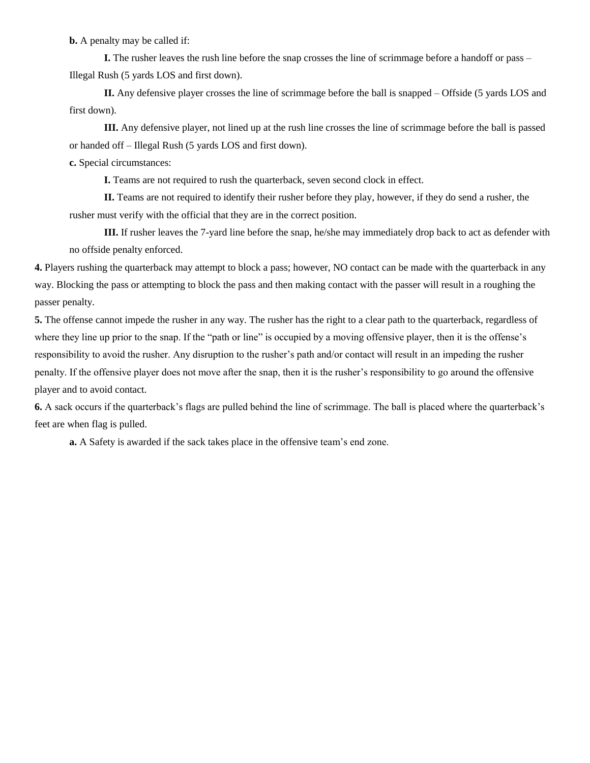**b.** A penalty may be called if:

**I.** The rusher leaves the rush line before the snap crosses the line of scrimmage before a handoff or pass – Illegal Rush (5 yards LOS and first down).

**II.** Any defensive player crosses the line of scrimmage before the ball is snapped – Offside (5 yards LOS and first down).

**III.** Any defensive player, not lined up at the rush line crosses the line of scrimmage before the ball is passed or handed off – Illegal Rush (5 yards LOS and first down).

**c.** Special circumstances:

**I.** Teams are not required to rush the quarterback, seven second clock in effect.

**II.** Teams are not required to identify their rusher before they play, however, if they do send a rusher, the rusher must verify with the official that they are in the correct position.

**III.** If rusher leaves the 7-yard line before the snap, he/she may immediately drop back to act as defender with no offside penalty enforced.

**4.** Players rushing the quarterback may attempt to block a pass; however, NO contact can be made with the quarterback in any way. Blocking the pass or attempting to block the pass and then making contact with the passer will result in a roughing the passer penalty.

**5.** The offense cannot impede the rusher in any way. The rusher has the right to a clear path to the quarterback, regardless of where they line up prior to the snap. If the "path or line" is occupied by a moving offensive player, then it is the offense's responsibility to avoid the rusher. Any disruption to the rusher's path and/or contact will result in an impeding the rusher penalty. If the offensive player does not move after the snap, then it is the rusher's responsibility to go around the offensive player and to avoid contact.

**6.** A sack occurs if the quarterback's flags are pulled behind the line of scrimmage. The ball is placed where the quarterback's feet are when flag is pulled.

**a.** A Safety is awarded if the sack takes place in the offensive team's end zone.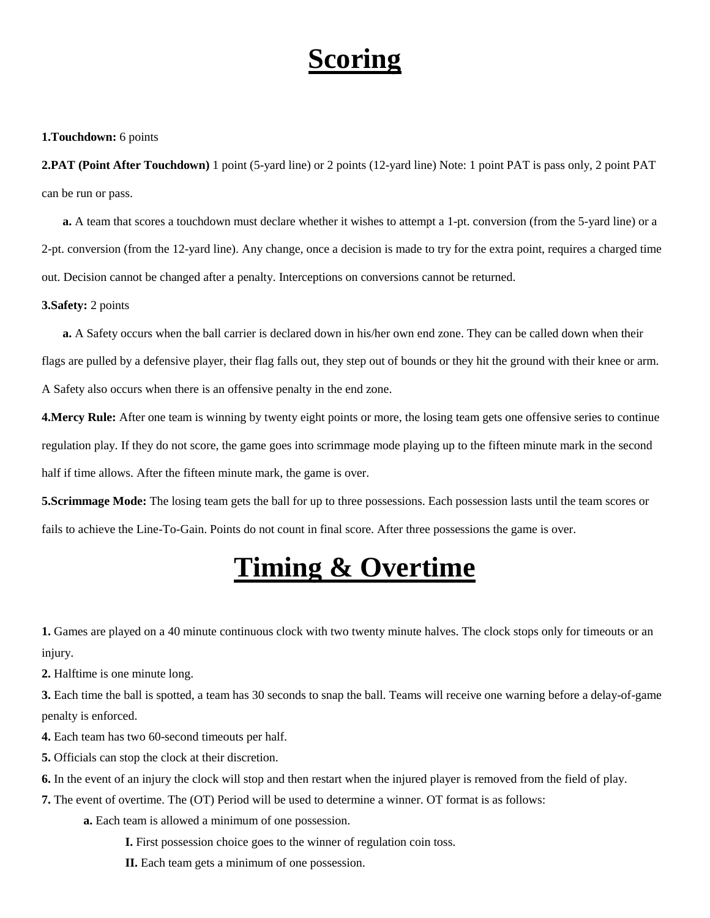# Scoring

**1.Touchdown:** 6 points

**2.PAT (Point After Touchdown)** 1 point (5-yard line) or 2 points (12-yard line) Note: 1 point PAT is pass only, 2 point PAT can be run or pass.

**a.** A team that scores a touchdown must declare whether it wishes to attempt a 1-pt. conversion (from the 5-yard line) or a 2-pt. conversion (from the 12-yard line). Any change, once a decision is made to try for the extra point, requires a charged time out. Decision cannot be changed after a penalty. Interceptions on conversions cannot be returned.

**3.Safety:** 2 points

**a.** A Safety occurs when the ball carrier is declared down in his/her own end zone. They can be called down when their flags are pulled by a defensive player, their flag falls out, they step out of bounds or they hit the ground with their knee or arm. A Safety also occurs when there is an offensive penalty in the end zone.

**4.Mercy Rule:** After one team is winning by twenty eight points or more, the losing team gets one offensive series to continue regulation play. If they do not score, the game goes into scrimmage mode playing up to the fifteen minute mark in the second half if time allows. After the fifteen minute mark, the game is over.

**5.Scrimmage Mode:** The losing team gets the ball for up to three possessions. Each possession lasts until the team scores or fails to achieve the Line-To-Gain. Points do not count in final score. After three possessions the game is over.

# Timing & Overtime

**1.** Games are played on a 40 minute continuous clock with two twenty minute halves. The clock stops only for timeouts or an injury.

**2.** Halftime is one minute long.

**3.** Each time the ball is spotted, a team has 30 seconds to snap the ball. Teams will receive one warning before a delay-of-game penalty is enforced.

**4.** Each team has two 60-second timeouts per half.

**5.** Officials can stop the clock at their discretion.

**6.** In the event of an injury the clock will stop and then restart when the injured player is removed from the field of play.

**7.** The event of overtime. The (OT) Period will be used to determine a winner. OT format is as follows:

**a.** Each team is allowed a minimum of one possession.

**I.** First possession choice goes to the winner of regulation coin toss.

**II.** Each team gets a minimum of one possession.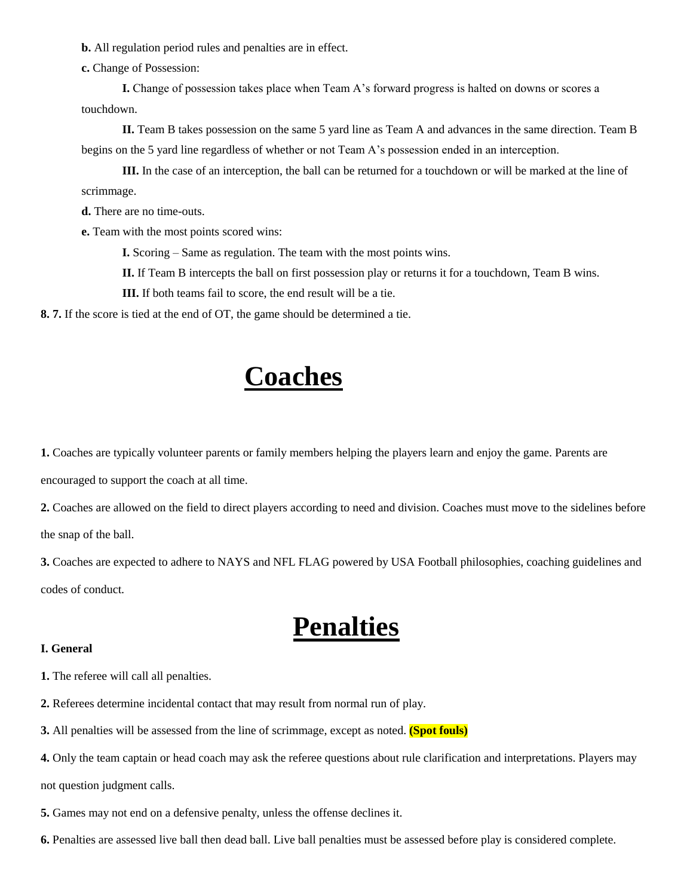**b.** All regulation period rules and penalties are in effect.

**c.** Change of Possession:

**I.** Change of possession takes place when Team A's forward progress is halted on downs or scores a touchdown.

**II.** Team B takes possession on the same 5 yard line as Team A and advances in the same direction. Team B begins on the 5 yard line regardless of whether or not Team A's possession ended in an interception.

**III.** In the case of an interception, the ball can be returned for a touchdown or will be marked at the line of scrimmage.

**d.** There are no time-outs.

**e.** Team with the most points scored wins:

**I.** Scoring – Same as regulation. The team with the most points wins.

**II.** If Team B intercepts the ball on first possession play or returns it for a touchdown, Team B wins.

**III.** If both teams fail to score, the end result will be a tie.

**8. 7.** If the score is tied at the end of OT, the game should be determined a tie.

# Coaches

**1.** Coaches are typically volunteer parents or family members helping the players learn and enjoy the game. Parents are encouraged to support the coach at all time.

**2.** Coaches are allowed on the field to direct players according to need and division. Coaches must move to the sidelines before the snap of the ball.

**3.** Coaches are expected to adhere to NAYS and NFL FLAG powered by USA Football philosophies, coaching guidelines and codes of conduct.

# Penalties

**I. General**

**1.** The referee will call all penalties.

**2.** Referees determine incidental contact that may result from normal run of play.

**3.** All penalties will be assessed from the line of scrimmage, except as noted. **(Spot fouls)**

**4.** Only the team captain or head coach may ask the referee questions about rule clarification and interpretations. Players may not question judgment calls.

**5.** Games may not end on a defensive penalty, unless the offense declines it.

**6.** Penalties are assessed live ball then dead ball. Live ball penalties must be assessed before play is considered complete.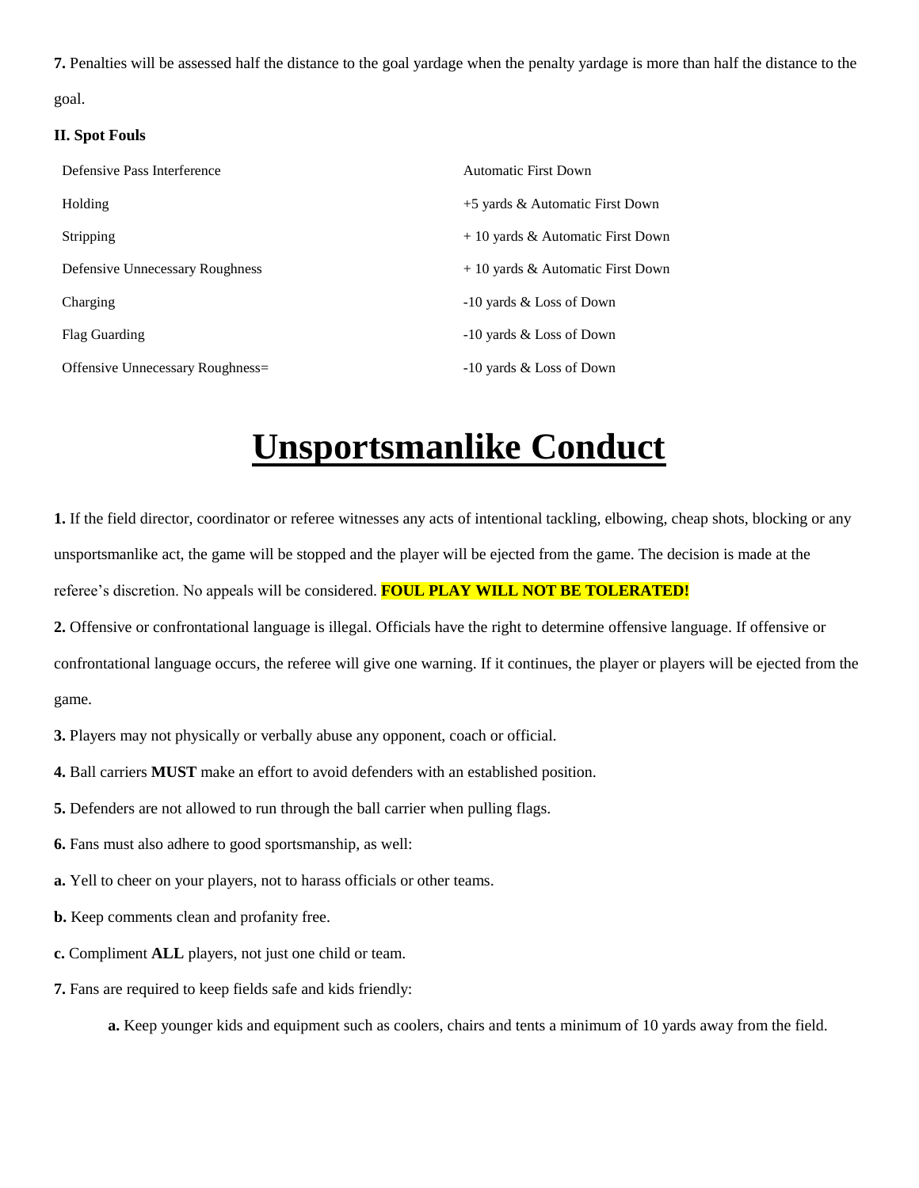**7.** Penalties will be assessed half the distance to the goal yardage when the penalty yardage is more than half the distance to the goal.

**II. Spot Fouls**

| | |
|---|---|
| Defensive Pass Interference | Automatic First Down |
| Holding | +5 yards & Automatic First Down |
| Stripping | + 10 yards & Automatic First Down |
| Defensive Unnecessary Roughness | + 10 yards & Automatic First Down |
| Charging | -10 yards & Loss of Down |
| Flag Guarding | -10 yards & Loss of Down |
| Offensive Unnecessary Roughness= | -10 yards & Loss of Down |

# Unsportsmanlike Conduct

**1.** If the field director, coordinator or referee witnesses any acts of intentional tackling, elbowing, cheap shots, blocking or any unsportsmanlike act, the game will be stopped and the player will be ejected from the game. The decision is made at the referee's discretion. No appeals will be considered. **FOUL PLAY WILL NOT BE TOLERATED!**

**2.** Offensive or confrontational language is illegal. Officials have the right to determine offensive language. If offensive or confrontational language occurs, the referee will give one warning. If it continues, the player or players will be ejected from the game.

**3.** Players may not physically or verbally abuse any opponent, coach or official.

**4.** Ball carriers **MUST** make an effort to avoid defenders with an established position.

**5.** Defenders are not allowed to run through the ball carrier when pulling flags.

**6.** Fans must also adhere to good sportsmanship, as well:

**a.** Yell to cheer on your players, not to harass officials or other teams.

**b.** Keep comments clean and profanity free.

**c.** Compliment **ALL** players, not just one child or team.

**7.** Fans are required to keep fields safe and kids friendly:

**a.** Keep younger kids and equipment such as coolers, chairs and tents a minimum of 10 yards away from the field.